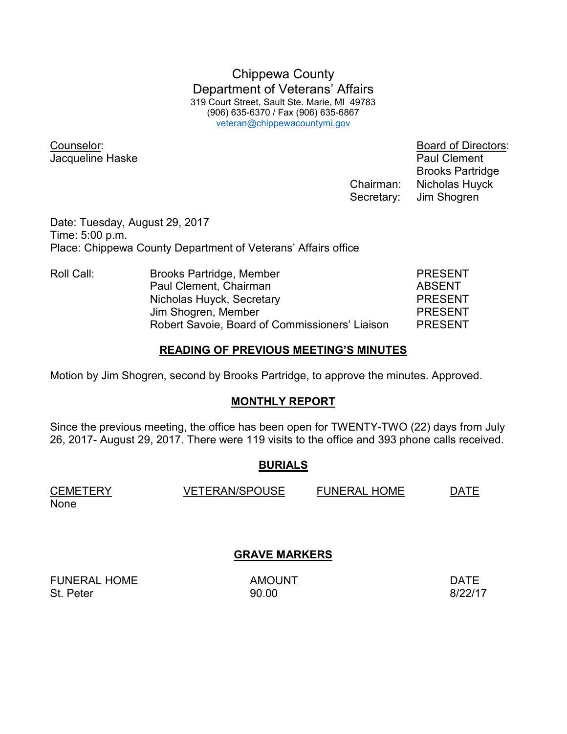# Chippewa County
## Department of Veterans' Affairs

319 Court Street, Sault Ste. Marie, MI 49783
(906) 635-6370 / Fax (906) 635-6867
veteran@chippewacountymi.gov

Counselor:
Jacqueline Haske

Board of Directors:
Paul Clement
Brooks Partridge
Chairman: Nicholas Huyck
Secretary: Jim Shogren

Date: Tuesday, August 29, 2017
Time: 5:00 p.m.
Place: Chippewa County Department of Veterans' Affairs office

| Roll Call: | | |
|---|---|---|
| | Brooks Partridge, Member | PRESENT |
| | Paul Clement, Chairman | ABSENT |
| | Nicholas Huyck, Secretary | PRESENT |
| | Jim Shogren, Member | PRESENT |
| | Robert Savoie, Board of Commissioners' Liaison | PRESENT |

### READING OF PREVIOUS MEETING'S MINUTES

Motion by Jim Shogren, second by Brooks Partridge, to approve the minutes. Approved.

### MONTHLY REPORT

Since the previous meeting, the office has been open for TWENTY-TWO (22) days from July 26, 2017- August 29, 2017. There were 119 visits to the office and 393 phone calls received.

### BURIALS

| CEMETERY | VETERAN/SPOUSE | FUNERAL HOME | DATE |
|---|---|---|---|
| None | | | |

### GRAVE MARKERS

| FUNERAL HOME | AMOUNT | DATE |
|---|---|---|
| St. Peter | 90.00 | 8/22/17 |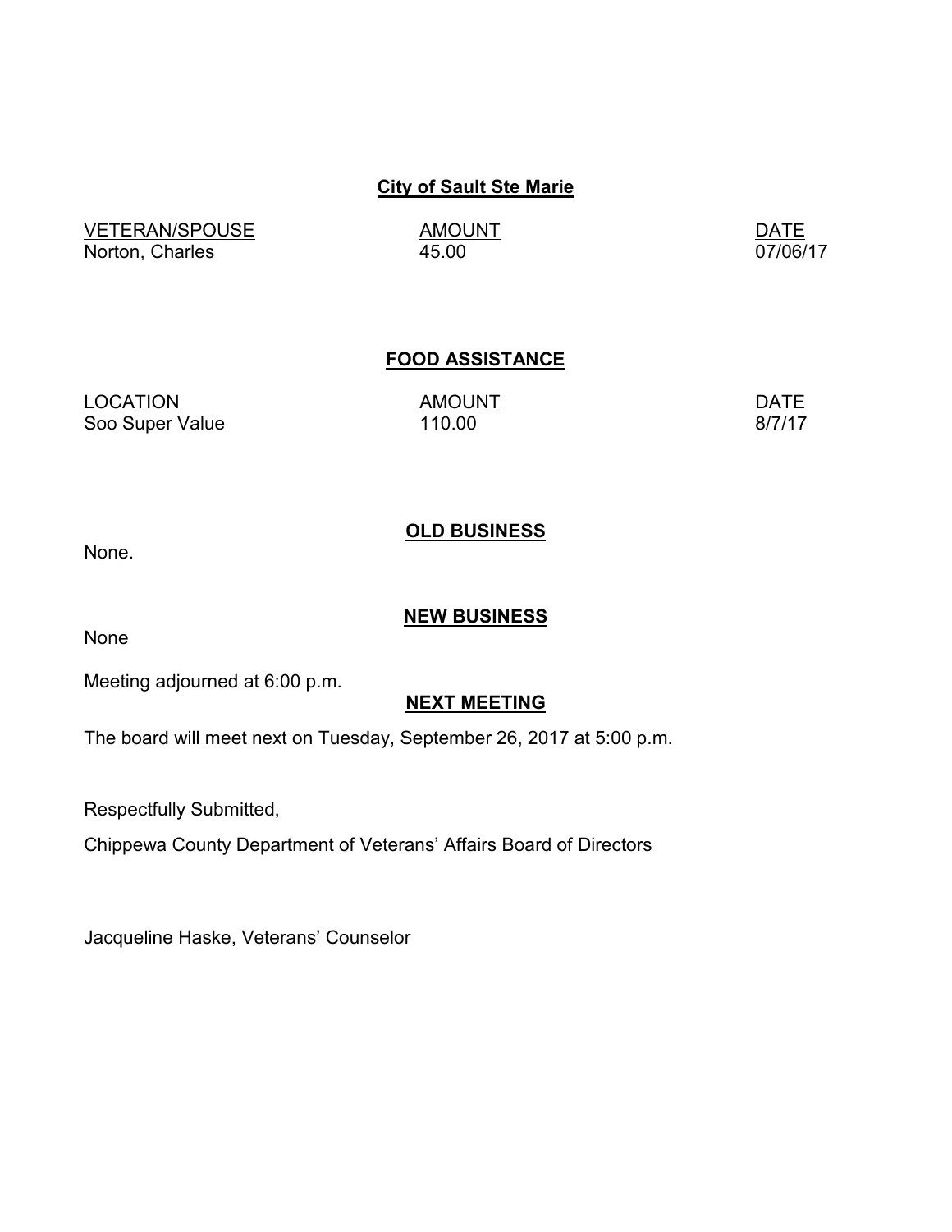**City of Sault Ste Marie**

| VETERAN/SPOUSE | AMOUNT | DATE |
|---|---|---|
| Norton, Charles | 45.00 | 07/06/17 |

**FOOD ASSISTANCE**

| LOCATION | AMOUNT | DATE |
|---|---|---|
| Soo Super Value | 110.00 | 8/7/17 |

**OLD BUSINESS**

None.

**NEW BUSINESS**

None

Meeting adjourned at 6:00 p.m.

**NEXT MEETING**

The board will meet next on Tuesday, September 26, 2017 at 5:00 p.m.

Respectfully Submitted,

Chippewa County Department of Veterans' Affairs Board of Directors

Jacqueline Haske, Veterans' Counselor